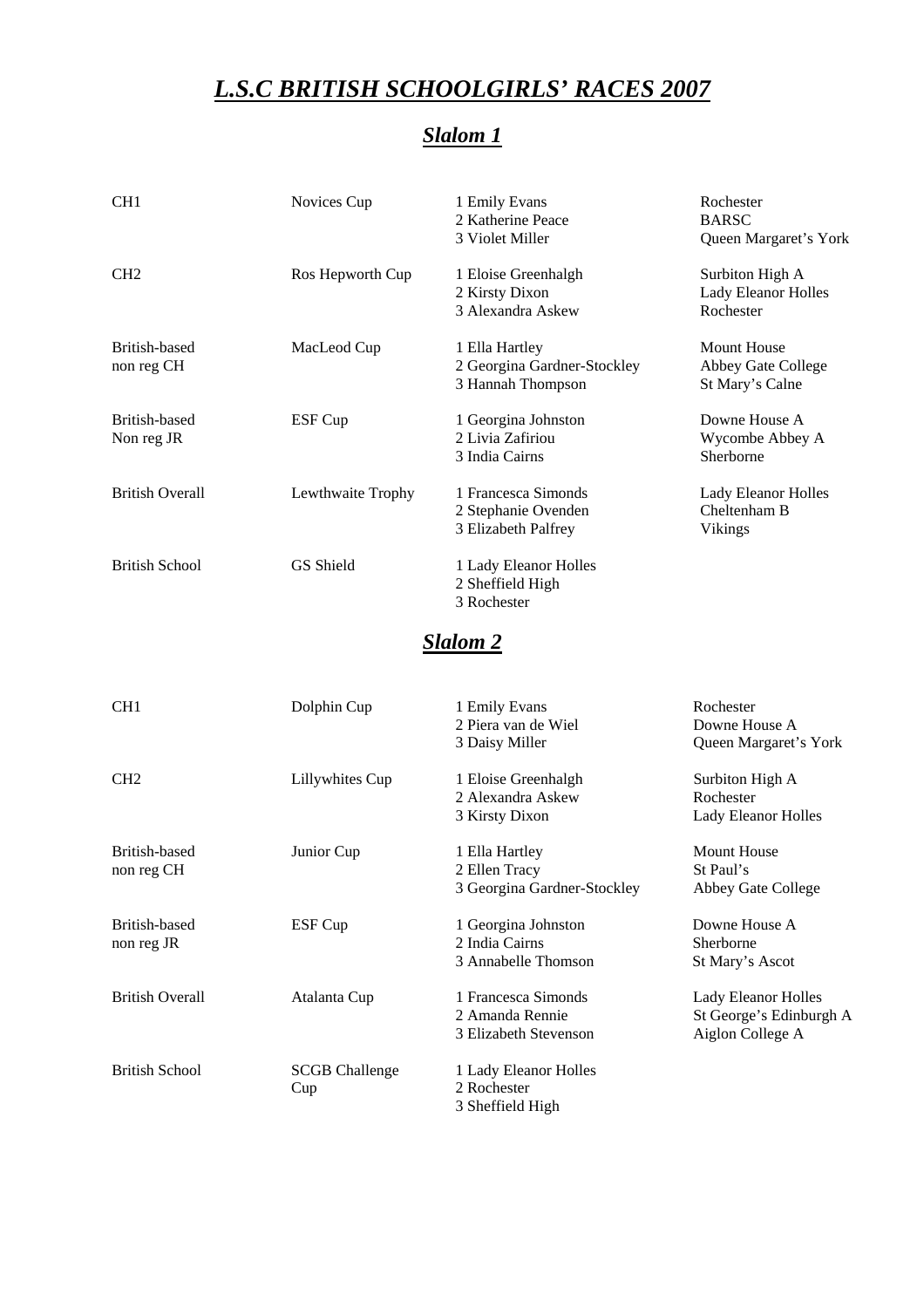# *L.S.C BRITISH SCHOOLGIRLS' RACES 2007*

## *Slalom 1*

| | | | |
|---|---|---|---|
| CH1 | Novices Cup | 1 Emily Evans<br>2 Katherine Peace<br>3 Violet Miller | Rochester<br>BARSC<br>Queen Margaret's York |
| CH2 | Ros Hepworth Cup | 1 Eloise Greenhalgh<br>2 Kirsty Dixon<br>3 Alexandra Askew | Surbiton High A<br>Lady Eleanor Holles<br>Rochester |
| British-based non reg CH | MacLeod Cup | 1 Ella Hartley<br>2 Georgina Gardner-Stockley<br>3 Hannah Thompson | Mount House<br>Abbey Gate College<br>St Mary's Calne |
| British-based Non reg JR | ESF Cup | 1 Georgina Johnston<br>2 Livia Zafiriou<br>3 India Cairns | Downe House A<br>Wycombe Abbey A<br>Sherborne |
| British Overall | Lewthwaite Trophy | 1 Francesca Simonds<br>2 Stephanie Ovenden<br>3 Elizabeth Palfrey | Lady Eleanor Holles<br>Cheltenham B<br>Vikings |
| British School | GS Shield | 1 Lady Eleanor Holles<br>2 Sheffield High<br>3 Rochester | |

## *Slalom 2*

| | | | |
|---|---|---|---|
| CH1 | Dolphin Cup | 1 Emily Evans<br>2 Piera van de Wiel<br>3 Daisy Miller | Rochester<br>Downe House A<br>Queen Margaret's York |
| CH2 | Lillywhites Cup | 1 Eloise Greenhalgh<br>2 Alexandra Askew<br>3 Kirsty Dixon | Surbiton High A<br>Rochester<br>Lady Eleanor Holles |
| British-based non reg CH | Junior Cup | 1 Ella Hartley<br>2 Ellen Tracy<br>3 Georgina Gardner-Stockley | Mount House<br>St Paul's<br>Abbey Gate College |
| British-based non reg JR | ESF Cup | 1 Georgina Johnston<br>2 India Cairns<br>3 Annabelle Thomson | Downe House A<br>Sherborne<br>St Mary's Ascot |
| British Overall | Atalanta Cup | 1 Francesca Simonds<br>2 Amanda Rennie<br>3 Elizabeth Stevenson | Lady Eleanor Holles<br>St George's Edinburgh A<br>Aiglon College A |
| British School | SCGB Challenge Cup | 1 Lady Eleanor Holles<br>2 Rochester<br>3 Sheffield High | |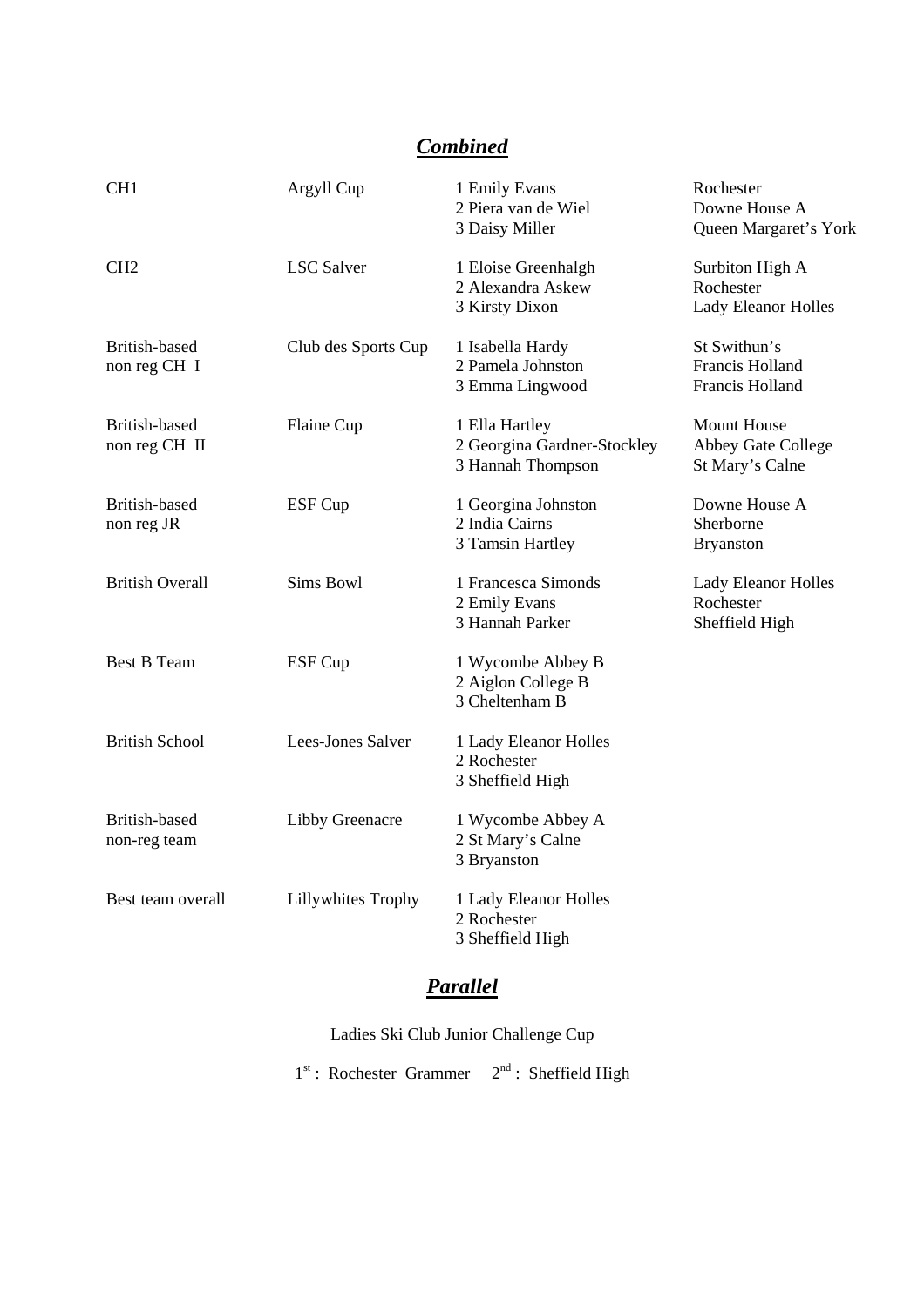## ***Combined***

| | | | |
|---|---|---|---|
| CH1 | Argyll Cup | 1 Emily Evans<br>2 Piera van de Wiel<br>3 Daisy Miller | Rochester<br>Downe House A<br>Queen Margaret's York |
| CH2 | LSC Salver | 1 Eloise Greenhalgh<br>2 Alexandra Askew<br>3 Kirsty Dixon | Surbiton High A<br>Rochester<br>Lady Eleanor Holles |
| British-based non reg CH I | Club des Sports Cup | 1 Isabella Hardy<br>2 Pamela Johnston<br>3 Emma Lingwood | St Swithun's<br>Francis Holland<br>Francis Holland |
| British-based non reg CH II | Flaine Cup | 1 Ella Hartley<br>2 Georgina Gardner-Stockley<br>3 Hannah Thompson | Mount House<br>Abbey Gate College<br>St Mary's Calne |
| British-based non reg JR | ESF Cup | 1 Georgina Johnston<br>2 India Cairns<br>3 Tamsin Hartley | Downe House A<br>Sherborne<br>Bryanston |
| British Overall | Sims Bowl | 1 Francesca Simonds<br>2 Emily Evans<br>3 Hannah Parker | Lady Eleanor Holles<br>Rochester<br>Sheffield High |
| Best B Team | ESF Cup | 1 Wycombe Abbey B<br>2 Aiglon College B<br>3 Cheltenham B | |
| British School | Lees-Jones Salver | 1 Lady Eleanor Holles<br>2 Rochester<br>3 Sheffield High | |
| British-based non-reg team | Libby Greenacre | 1 Wycombe Abbey A<br>2 St Mary's Calne<br>3 Bryanston | |
| Best team overall | Lillywhites Trophy | 1 Lady Eleanor Holles<br>2 Rochester<br>3 Sheffield High | |

## ***Parallel***

Ladies Ski Club Junior Challenge Cup

1st : Rochester Grammer 2nd : Sheffield High